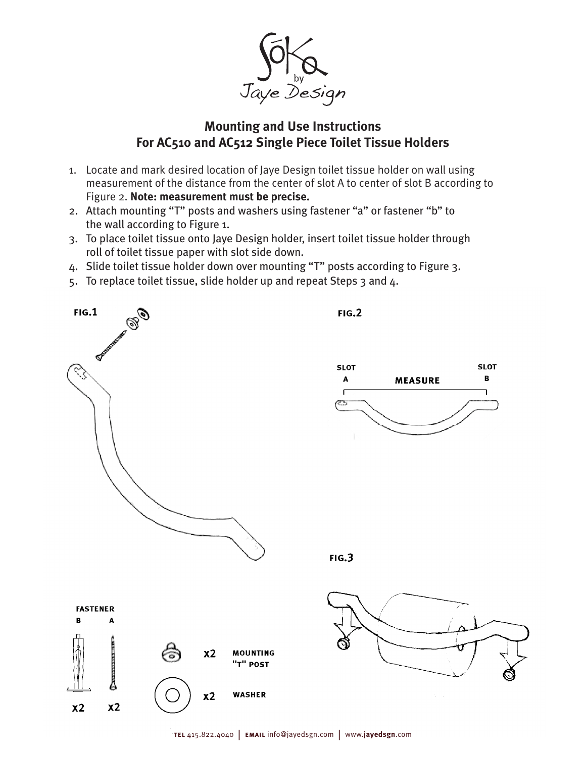Sóka by Jaye Design

## Mounting and Use Instructions
## For AC510 and AC512 Single Piece Toilet Tissue Holders

1. Locate and mark desired location of Jaye Design toilet tissue holder on wall using measurement of the distance from the center of slot A to center of slot B according to Figure 2. **Note: measurement must be precise.**
2. Attach mounting "T" posts and washers using fastener "a" or fastener "b" to the wall according to Figure 1.
3. To place toilet tissue onto Jaye Design holder, insert toilet tissue holder through roll of toilet tissue paper with slot side down.
4. Slide toilet tissue holder down over mounting "T" posts according to Figure 3.
5. To replace toilet tissue, slide holder up and repeat Steps 3 and 4.

FIG.1

FIG.2

SLOT A — MEASURE — SLOT B

FIG.3

FASTENER B x2, A x2

MOUNTING "T" POST x2

WASHER x2

**TEL** 415.822.4040 | **EMAIL** info@jayedsgn.com | www.**jayedsgn**.com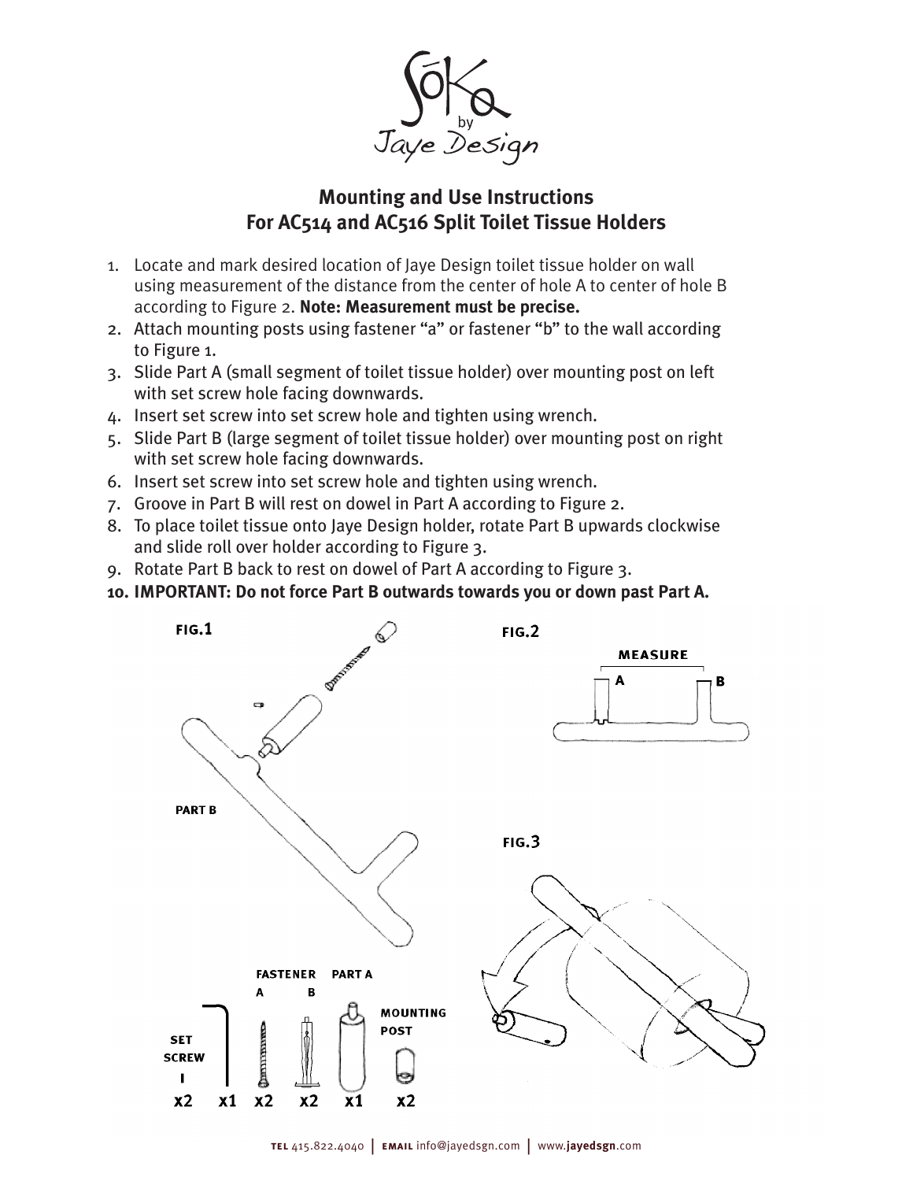Sóka by Jaye Design

## Mounting and Use Instructions
## For AC514 and AC516 Split Toilet Tissue Holders

1. Locate and mark desired location of Jaye Design toilet tissue holder on wall using measurement of the distance from the center of hole A to center of hole B according to Figure 2. **Note: Measurement must be precise.**
2. Attach mounting posts using fastener "a" or fastener "b" to the wall according to Figure 1.
3. Slide Part A (small segment of toilet tissue holder) over mounting post on left with set screw hole facing downwards.
4. Insert set screw into set screw hole and tighten using wrench.
5. Slide Part B (large segment of toilet tissue holder) over mounting post on right with set screw hole facing downwards.
6. Insert set screw into set screw hole and tighten using wrench.
7. Groove in Part B will rest on dowel in Part A according to Figure 2.
8. To place toilet tissue onto Jaye Design holder, rotate Part B upwards clockwise and slide roll over holder according to Figure 3.
9. Rotate Part B back to rest on dowel of Part A according to Figure 3.
10. **IMPORTANT: Do not force Part B outwards towards you or down past Part A.**

FIG.1

PART B

FASTENER A B

PART A

MOUNTING POST

SET SCREW

x2 x1 x2 x2 x1 x2

FIG.2

MEASURE

A B

FIG.3

TEL 415.822.4040 | EMAIL info@jayedsgn.com | www.jayedsgn.com